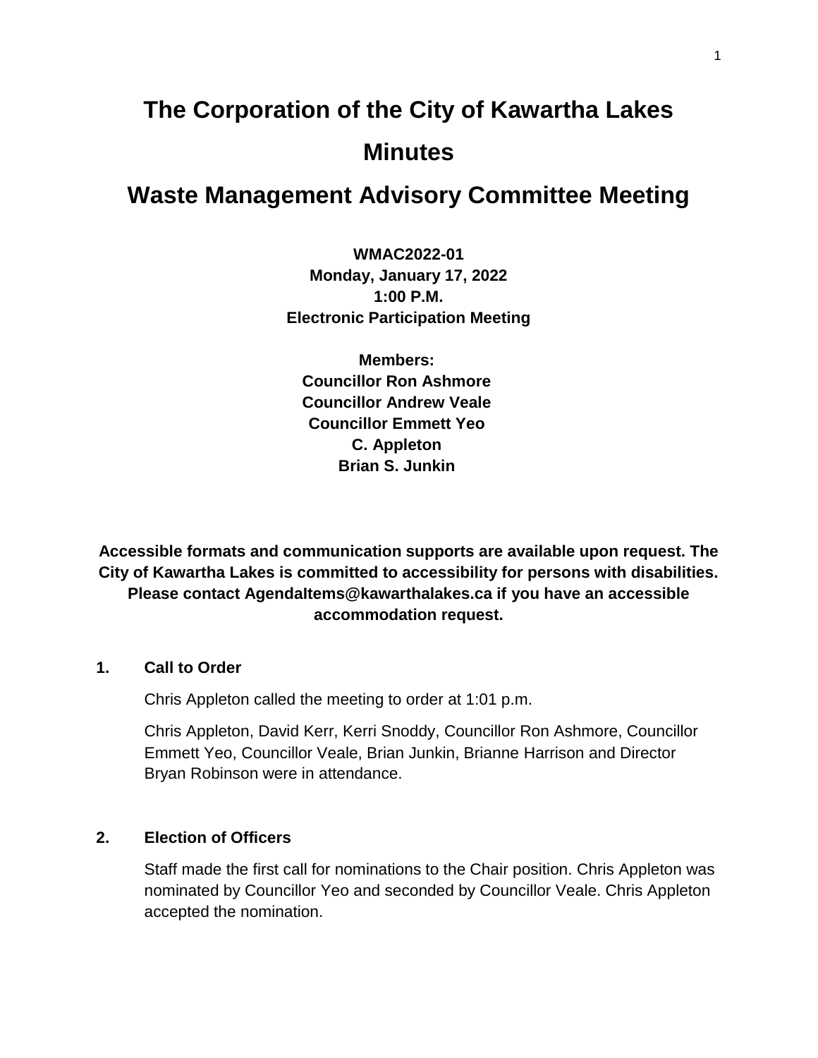# The Corporation of the City of Kawartha Lakes

# Minutes

# Waste Management Advisory Committee Meeting

**WMAC2022-01**
**Monday, January 17, 2022**
**1:00 P.M.**
**Electronic Participation Meeting**

**Members:**
**Councillor Ron Ashmore**
**Councillor Andrew Veale**
**Councillor Emmett Yeo**
**C. Appleton**
**Brian S. Junkin**

**Accessible formats and communication supports are available upon request. The City of Kawartha Lakes is committed to accessibility for persons with disabilities. Please contact AgendaItems@kawarthalakes.ca if you have an accessible accommodation request.**

## 1. Call to Order

Chris Appleton called the meeting to order at 1:01 p.m.

Chris Appleton, David Kerr, Kerri Snoddy, Councillor Ron Ashmore, Councillor Emmett Yeo, Councillor Veale, Brian Junkin, Brianne Harrison and Director Bryan Robinson were in attendance.

## 2. Election of Officers

Staff made the first call for nominations to the Chair position. Chris Appleton was nominated by Councillor Yeo and seconded by Councillor Veale. Chris Appleton accepted the nomination.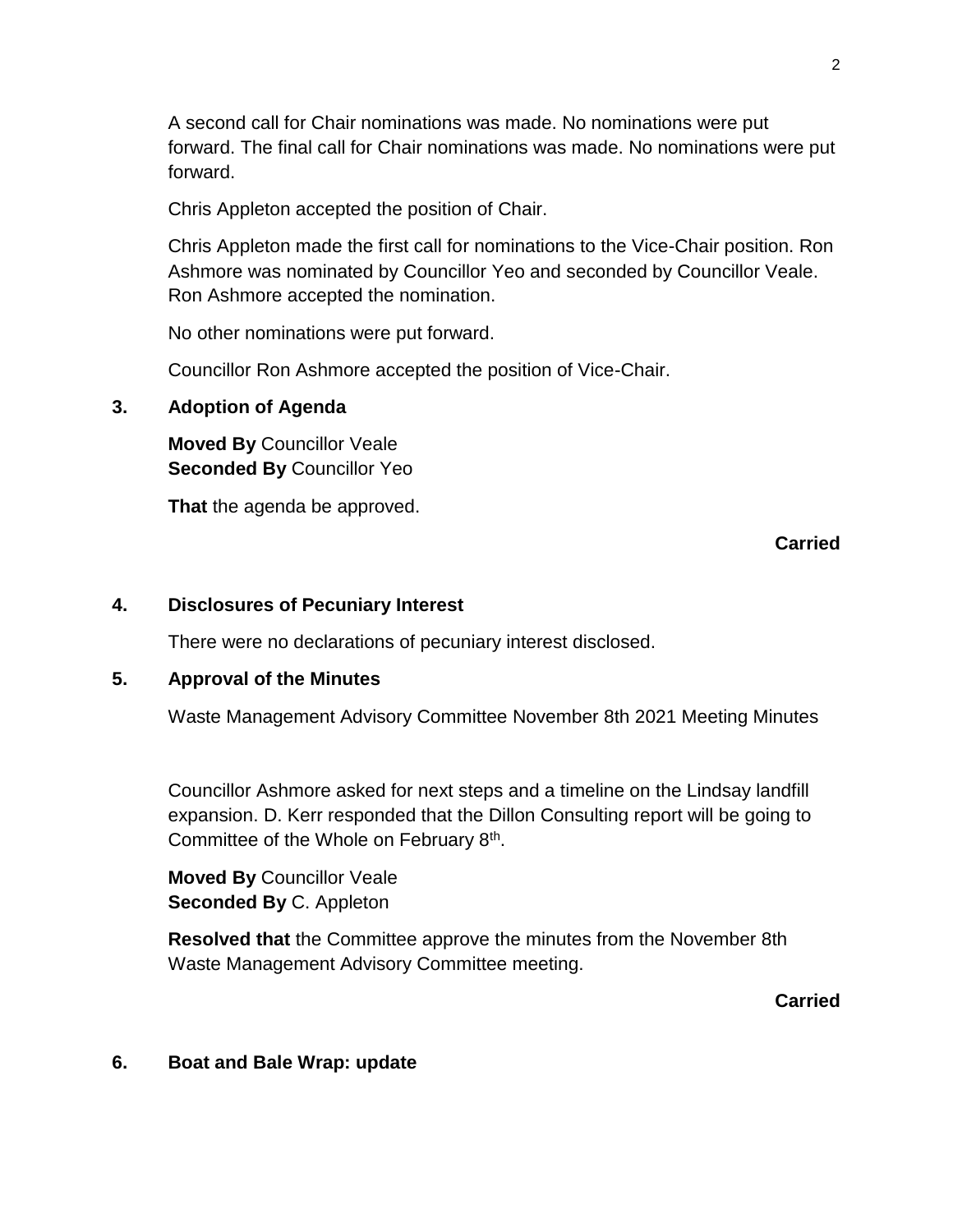A second call for Chair nominations was made. No nominations were put forward. The final call for Chair nominations was made. No nominations were put forward.

Chris Appleton accepted the position of Chair.

Chris Appleton made the first call for nominations to the Vice-Chair position. Ron Ashmore was nominated by Councillor Yeo and seconded by Councillor Veale. Ron Ashmore accepted the nomination.

No other nominations were put forward.

Councillor Ron Ashmore accepted the position of Vice-Chair.

## 3. Adoption of Agenda

**Moved By** Councillor Veale
**Seconded By** Councillor Yeo

**That** the agenda be approved.

**Carried**

## 4. Disclosures of Pecuniary Interest

There were no declarations of pecuniary interest disclosed.

## 5. Approval of the Minutes

Waste Management Advisory Committee November 8th 2021 Meeting Minutes

Councillor Ashmore asked for next steps and a timeline on the Lindsay landfill expansion. D. Kerr responded that the Dillon Consulting report will be going to Committee of the Whole on February 8th.

**Moved By** Councillor Veale
**Seconded By** C. Appleton

**Resolved that** the Committee approve the minutes from the November 8th Waste Management Advisory Committee meeting.

**Carried**

## 6. Boat and Bale Wrap: update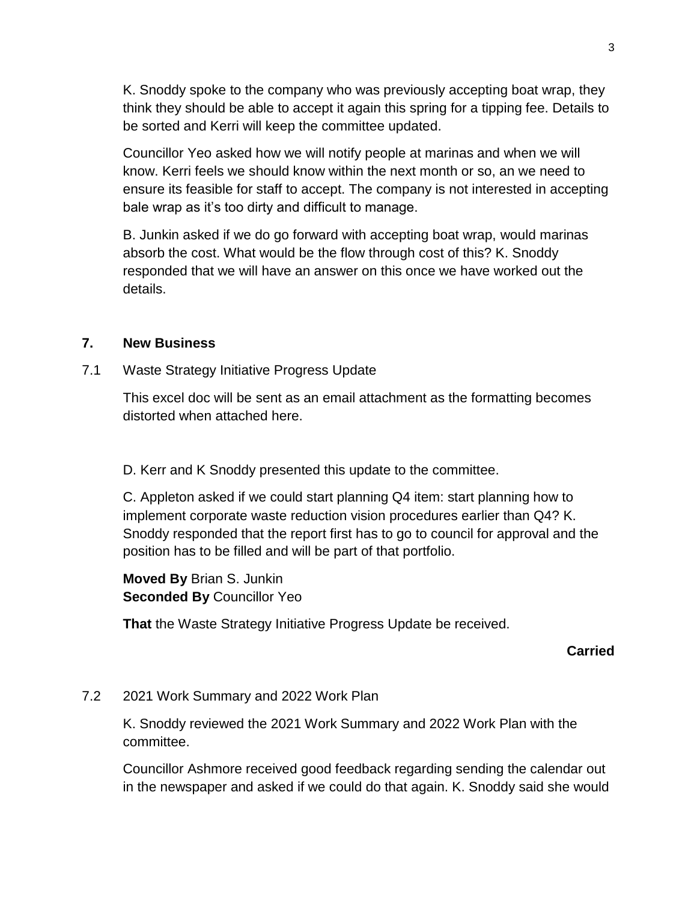K. Snoddy spoke to the company who was previously accepting boat wrap, they think they should be able to accept it again this spring for a tipping fee. Details to be sorted and Kerri will keep the committee updated.

Councillor Yeo asked how we will notify people at marinas and when we will know. Kerri feels we should know within the next month or so, an we need to ensure its feasible for staff to accept. The company is not interested in accepting bale wrap as it's too dirty and difficult to manage.

B. Junkin asked if we do go forward with accepting boat wrap, would marinas absorb the cost. What would be the flow through cost of this? K. Snoddy responded that we will have an answer on this once we have worked out the details.

## 7. New Business

### 7.1 Waste Strategy Initiative Progress Update

This excel doc will be sent as an email attachment as the formatting becomes distorted when attached here.

D. Kerr and K Snoddy presented this update to the committee.

C. Appleton asked if we could start planning Q4 item: start planning how to implement corporate waste reduction vision procedures earlier than Q4? K. Snoddy responded that the report first has to go to council for approval and the position has to be filled and will be part of that portfolio.

**Moved By** Brian S. Junkin
**Seconded By** Councillor Yeo

**That** the Waste Strategy Initiative Progress Update be received.

**Carried**

### 7.2 2021 Work Summary and 2022 Work Plan

K. Snoddy reviewed the 2021 Work Summary and 2022 Work Plan with the committee.

Councillor Ashmore received good feedback regarding sending the calendar out in the newspaper and asked if we could do that again. K. Snoddy said she would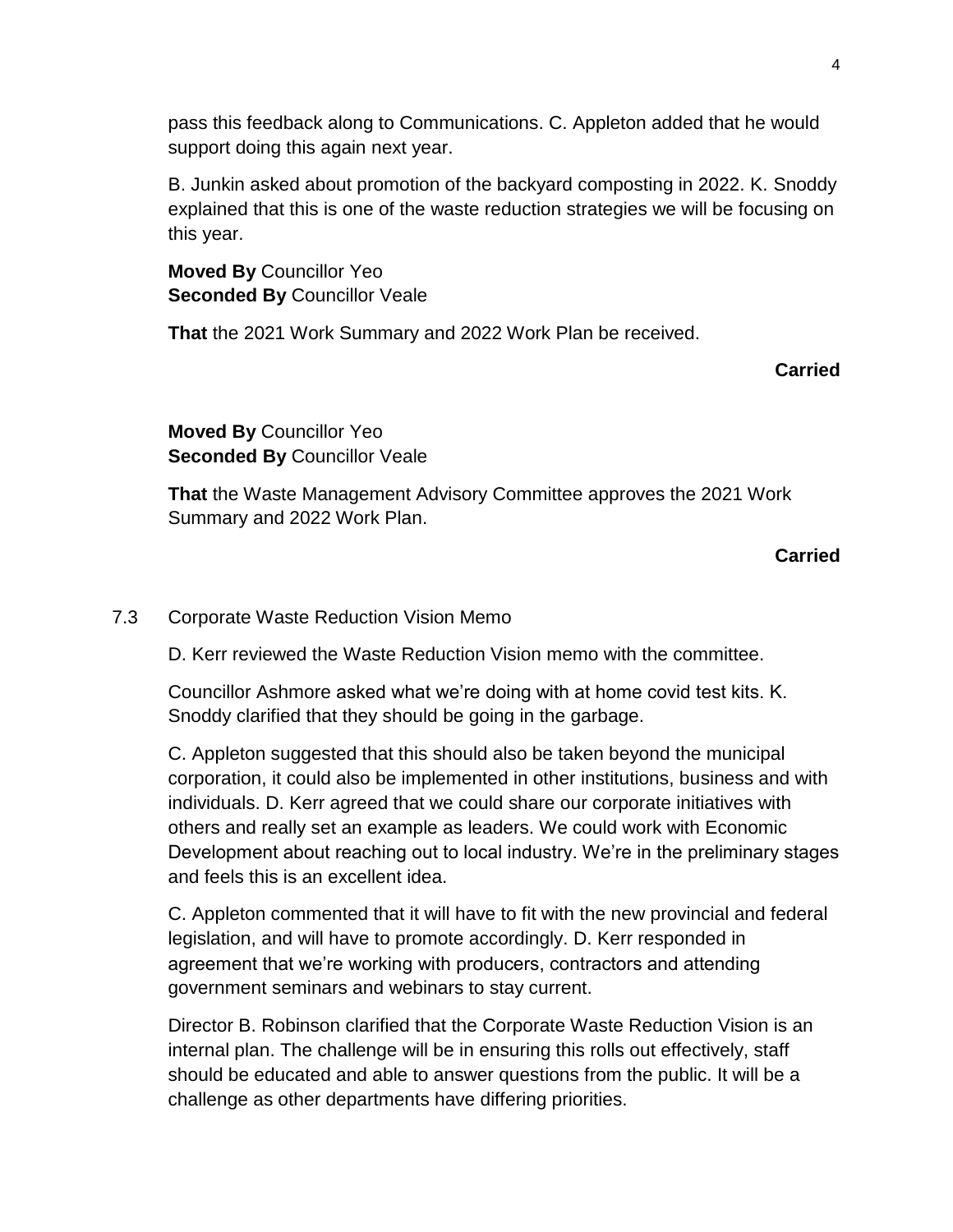pass this feedback along to Communications. C. Appleton added that he would support doing this again next year.

B. Junkin asked about promotion of the backyard composting in 2022. K. Snoddy explained that this is one of the waste reduction strategies we will be focusing on this year.

**Moved By** Councillor Yeo
**Seconded By** Councillor Veale

**That** the 2021 Work Summary and 2022 Work Plan be received.

**Carried**

**Moved By** Councillor Yeo
**Seconded By** Councillor Veale

**That** the Waste Management Advisory Committee approves the 2021 Work Summary and 2022 Work Plan.

**Carried**

7.3 Corporate Waste Reduction Vision Memo

D. Kerr reviewed the Waste Reduction Vision memo with the committee.

Councillor Ashmore asked what we're doing with at home covid test kits. K. Snoddy clarified that they should be going in the garbage.

C. Appleton suggested that this should also be taken beyond the municipal corporation, it could also be implemented in other institutions, business and with individuals. D. Kerr agreed that we could share our corporate initiatives with others and really set an example as leaders. We could work with Economic Development about reaching out to local industry. We're in the preliminary stages and feels this is an excellent idea.

C. Appleton commented that it will have to fit with the new provincial and federal legislation, and will have to promote accordingly. D. Kerr responded in agreement that we're working with producers, contractors and attending government seminars and webinars to stay current.

Director B. Robinson clarified that the Corporate Waste Reduction Vision is an internal plan. The challenge will be in ensuring this rolls out effectively, staff should be educated and able to answer questions from the public. It will be a challenge as other departments have differing priorities.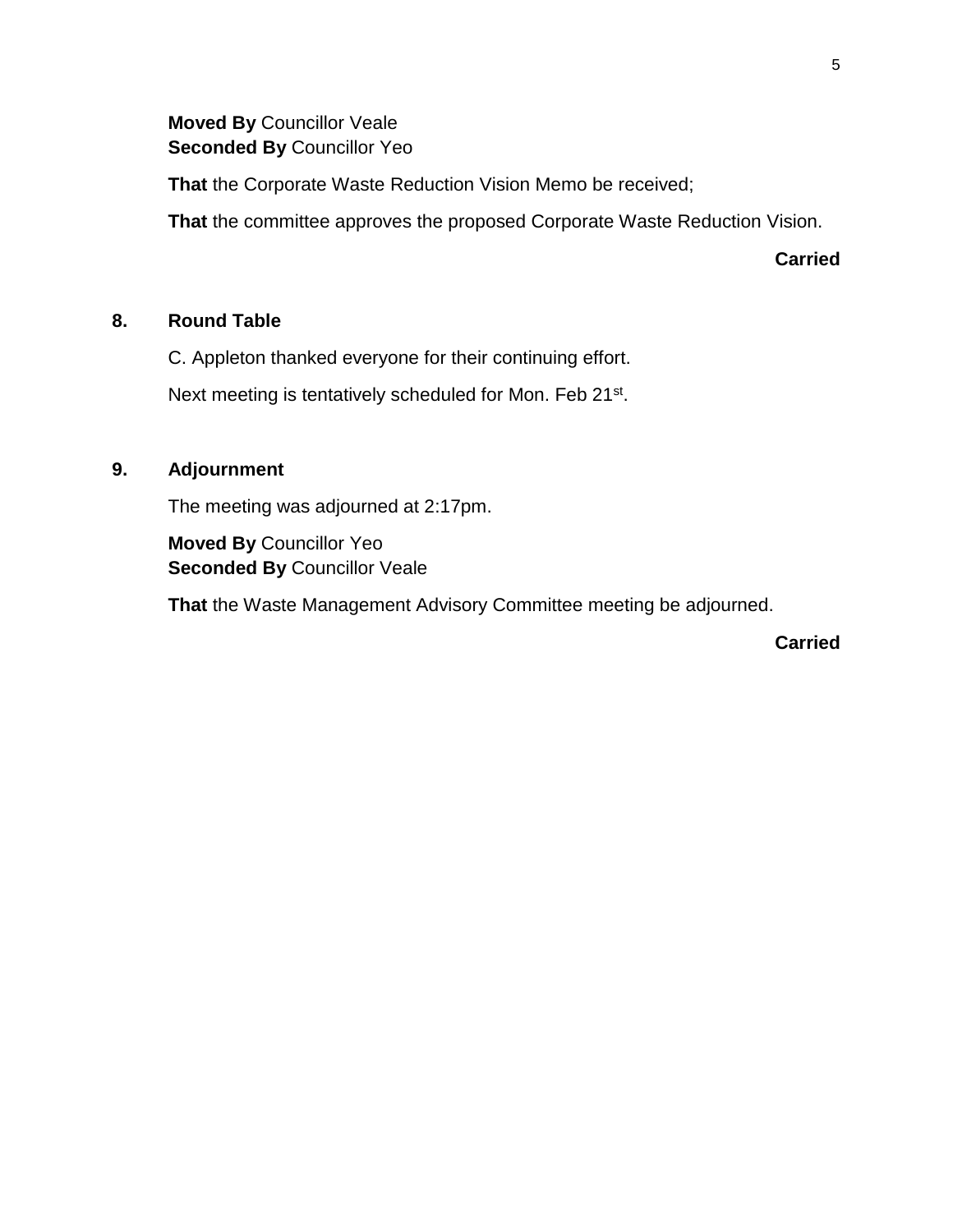**Moved By** Councillor Veale
**Seconded By** Councillor Yeo

**That** the Corporate Waste Reduction Vision Memo be received;

**That** the committee approves the proposed Corporate Waste Reduction Vision.

**Carried**

## 8. Round Table

C. Appleton thanked everyone for their continuing effort.

Next meeting is tentatively scheduled for Mon. Feb 21st.

## 9. Adjournment

The meeting was adjourned at 2:17pm.

**Moved By** Councillor Yeo
**Seconded By** Councillor Veale

**That** the Waste Management Advisory Committee meeting be adjourned.

**Carried**